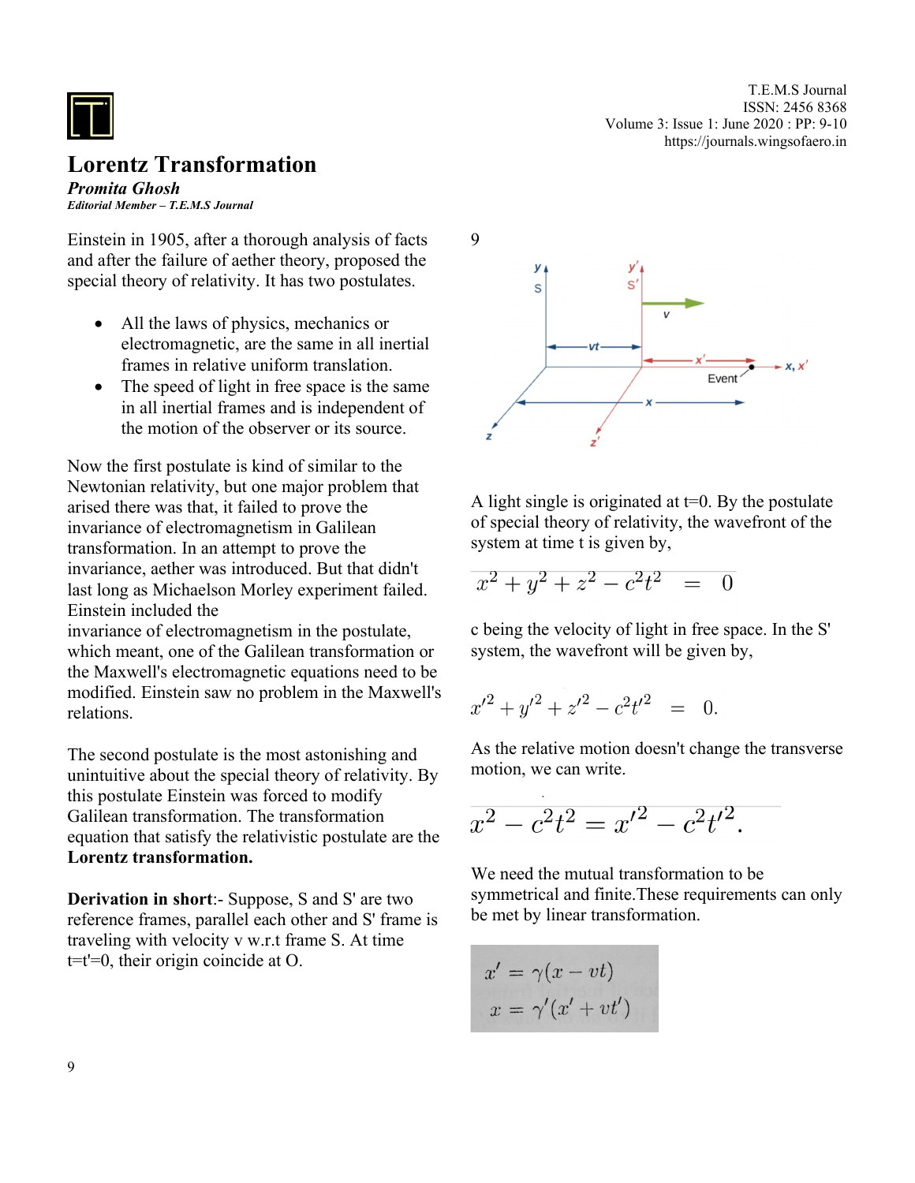# Lorentz Transformation

***Promita Ghosh***

***Editorial Member – T.E.M.S Journal***

Einstein in 1905, after a thorough analysis of facts and after the failure of aether theory, proposed the special theory of relativity. It has two postulates.

- All the laws of physics, mechanics or electromagnetic, are the same in all inertial frames in relative uniform translation.
- The speed of light in free space is the same in all inertial frames and is independent of the motion of the observer or its source.

Now the first postulate is kind of similar to the Newtonian relativity, but one major problem that arised there was that, it failed to prove the invariance of electromagnetism in Galilean transformation. In an attempt to prove the invariance, aether was introduced. But that didn't last long as Michaelson Morley experiment failed. Einstein included the invariance of electromagnetism in the postulate, which meant, one of the Galilean transformation or the Maxwell's electromagnetic equations need to be modified. Einstein saw no problem in the Maxwell's relations.

The second postulate is the most astonishing and unintuitive about the special theory of relativity. By this postulate Einstein was forced to modify Galilean transformation. The transformation equation that satisfy the relativistic postulate are the **Lorentz transformation.**

**Derivation in short**:- Suppose, S and S' are two reference frames, parallel each other and S' frame is traveling with velocity v w.r.t frame S. At time t=t'=0, their origin coincide at O.

9

A light single is originated at t=0. By the postulate of special theory of relativity, the wavefront of the system at time t is given by,

$$x^2 + y^2 + z^2 - c^2t^2 = 0$$

c being the velocity of light in free space. In the S' system, the wavefront will be given by,

$$x'^2 + y'^2 + z'^2 - c^2t'^2 = 0.$$

As the relative motion doesn't change the transverse motion, we can write.

$$x^2 - c^2t^2 = x'^2 - c^2t'^2.$$

We need the mutual transformation to be symmetrical and finite.These requirements can only be met by linear transformation.

$$x' = \gamma(x - vt)$$
$$x = \gamma'(x' + vt')$$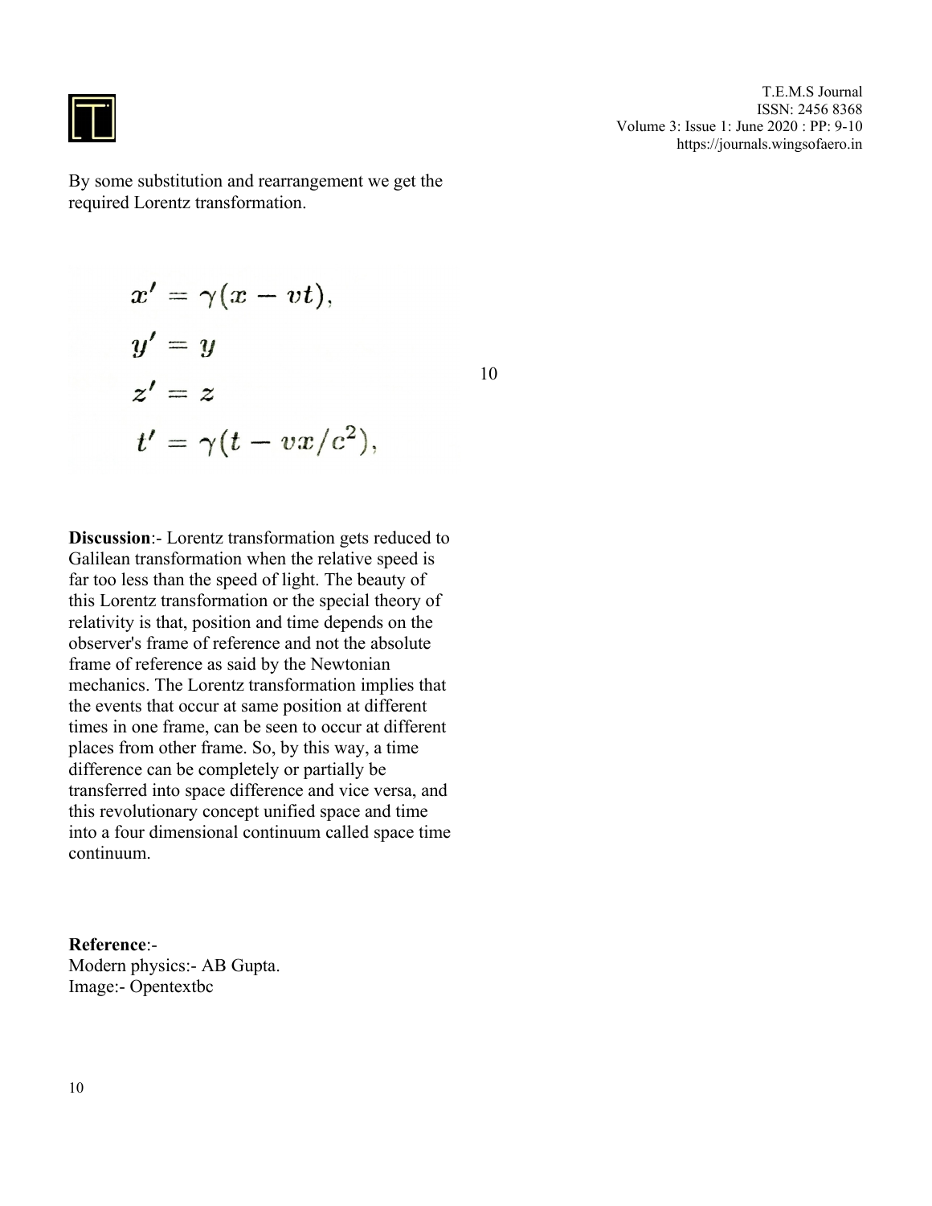By some substitution and rearrangement we get the required Lorentz transformation.

$$
\begin{aligned}
x' &= \gamma(x - vt), \\
y' &= y \\
z' &= z \\
t' &= \gamma(t - vx/c^2),
\end{aligned}
$$

**Discussion**:- Lorentz transformation gets reduced to Galilean transformation when the relative speed is far too less than the speed of light. The beauty of this Lorentz transformation or the special theory of relativity is that, position and time depends on the observer's frame of reference and not the absolute frame of reference as said by the Newtonian mechanics. The Lorentz transformation implies that the events that occur at same position at different times in one frame, can be seen to occur at different places from other frame. So, by this way, a time difference can be completely or partially be transferred into space difference and vice versa, and this revolutionary concept unified space and time into a four dimensional continuum called space time continuum.

**Reference**:-

Modern physics:- AB Gupta.

Image:- Opentextbc